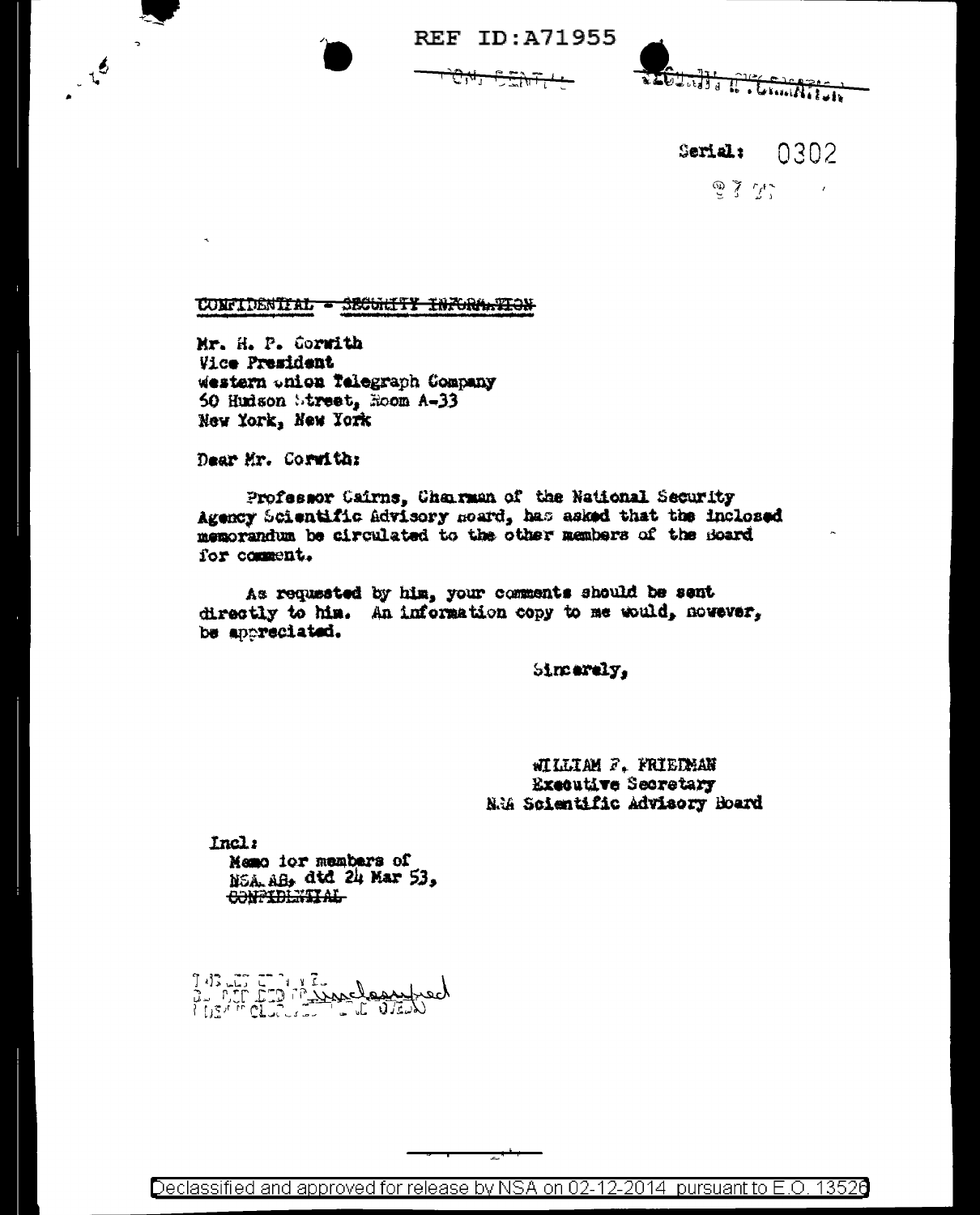REF ID:A71955

~~CONFIDENTIAL~~ ~~SECURITY INFORMATION~~

Serial: 0302

~~CONFIDENTIAL - SECURITY INFORMATION~~

Mr. H. P. Corwith
Vice President
Western Union Telegraph Company
60 Hudson Street, Room A-33
New York, New York

Dear Mr. Corwith:

Professor Cairns, Chairman of the National Security Agency Scientific Advisory Board, has asked that the inclosed memorandum be circulated to the other members of the Board for comment.

As requested by him, your comments should be sent directly to him. An information copy to me would, however, be appreciated.

Sincerely,

WILLIAM F. FRIEDMAN
Executive Secretary
NSA Scientific Advisory Board

Incl:
Memo for members of NSA AB, dtd 24 Mar 53,
~~CONFIDENTIAL~~

Declassified and approved for release by NSA on 02-12-2014 pursuant to E.O. 13526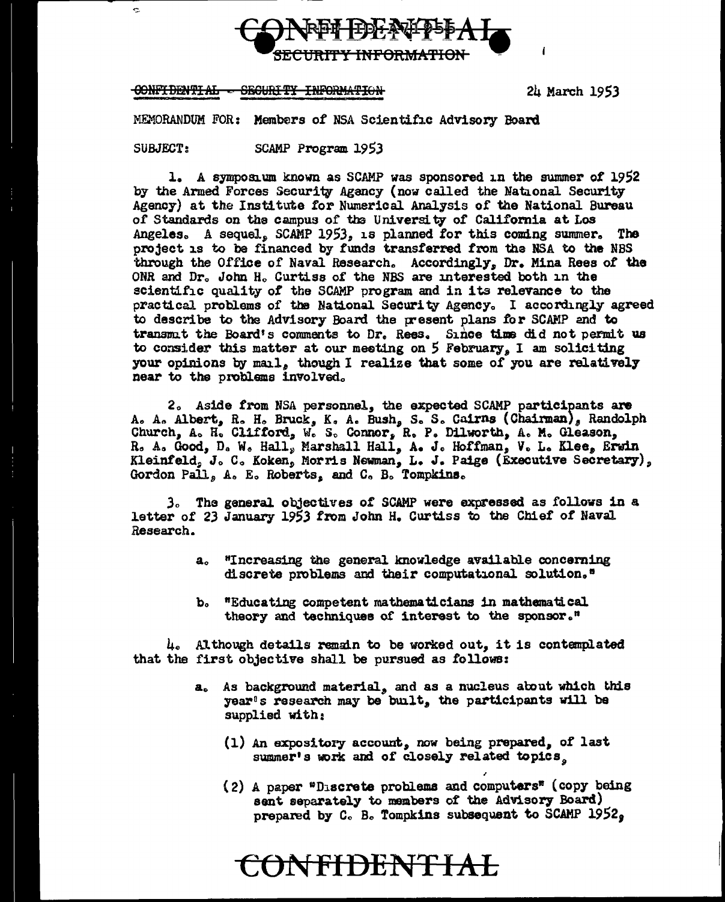CONFIDENTIAL - SECURITY INFORMATION

24 March 1953

MEMORANDUM FOR: Members of NSA Scientific Advisory Board

SUBJECT: SCAMP Program 1953

1. A symposium known as SCAMP was sponsored in the summer of 1952 by the Armed Forces Security Agency (now called the National Security Agency) at the Institute for Numerical Analysis of the National Bureau of Standards on the campus of the University of California at Los Angeles. A sequel, SCAMP 1953, is planned for this coming summer. The project is to be financed by funds transferred from the NSA to the NBS through the Office of Naval Research. Accordingly, Dr. Mina Rees of the ONR and Dr. John H. Curtiss of the NBS are interested both in the scientific quality of the SCAMP program and in its relevance to the practical problems of the National Security Agency. I accordingly agreed to describe to the Advisory Board the present plans for SCAMP and to transmit the Board's comments to Dr. Rees. Since time did not permit us to consider this matter at our meeting on 5 February, I am soliciting your opinions by mail, though I realize that some of you are relatively near to the problems involved.

2. Aside from NSA personnel, the expected SCAMP participants are A. A. Albert, R. H. Bruck, K. A. Bush, S. S. Cairns (Chairman), Randolph Church, A. H. Clifford, W. S. Connor, R. P. Dilworth, A. M. Gleason, R. A. Good, D. W. Hall, Marshall Hall, A. J. Hoffman, V. L. Klee, Erwin Kleinfeld, J. C. Koken, Morris Newman, L. J. Paige (Executive Secretary), Gordon Pall, A. E. Roberts, and C. B. Tompkins.

3. The general objectives of SCAMP were expressed as follows in a letter of 23 January 1953 from John H. Curtiss to the Chief of Naval Research.

a. "Increasing the general knowledge available concerning discrete problems and their computational solution."

b. "Educating competent mathematicians in mathematical theory and techniques of interest to the sponsor."

4. Although details remain to be worked out, it is contemplated that the first objective shall be pursued as follows:

a. As background material, and as a nucleus about which this year's research may be built, the participants will be supplied with:

(1) An expository account, now being prepared, of last summer's work and of closely related topics,

(2) A paper "Discrete problems and computers" (copy being sent separately to members of the Advisory Board) prepared by C. B. Tompkins subsequent to SCAMP 1952,

CONFIDENTIAL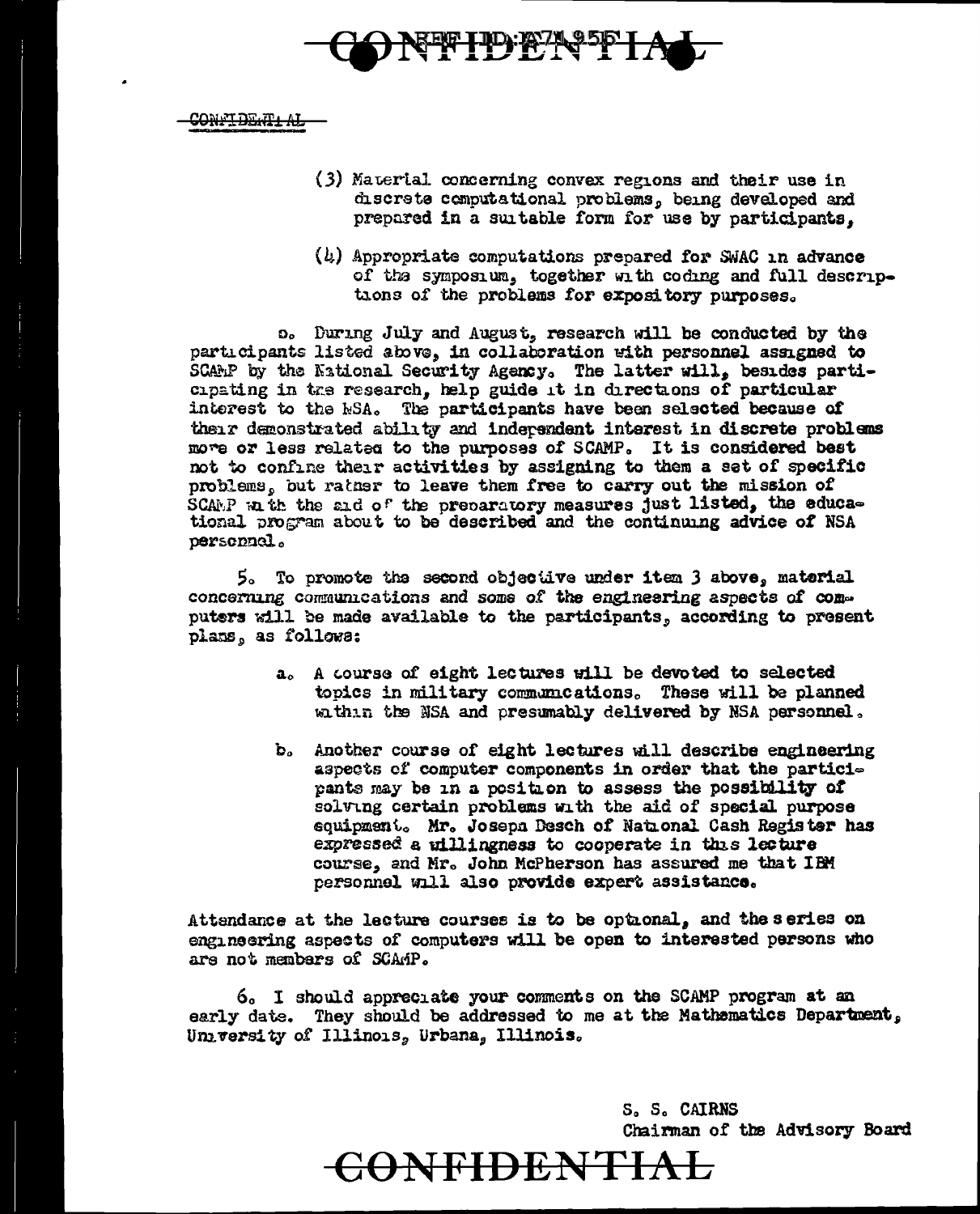CONFIDENTIAL

(3) Material concerning convex regions and their use in discrete computational problems, being developed and prepared in a suitable form for use by participants,

(4) Appropriate computations prepared for SWAC in advance of the symposium, together with coding and full descriptions of the problems for expository purposes.

b. During July and August, research will be conducted by the participants listed above, in collaboration with personnel assigned to SCAMP by the National Security Agency. The latter will, besides participating in the research, help guide it in directions of particular interest to the NSA. The participants have been selected because of their demonstrated ability and independent interest in discrete problems more or less related to the purposes of SCAMP. It is considered best not to confine their activities by assigning to them a set of specific problems, but rather to leave them free to carry out the mission of SCAMP with the aid of the preparatory measures just listed, the educational program about to be described and the continuing advice of NSA personnel.

5. To promote the second objective under item 3 above, material concerning communications and some of the engineering aspects of computers will be made available to the participants, according to present plans, as follows:

a. A course of eight lectures will be devoted to selected topics in military communications. These will be planned within the NSA and presumably delivered by NSA personnel.

b. Another course of eight lectures will describe engineering aspects of computer components in order that the participants may be in a position to assess the possibility of solving certain problems with the aid of special purpose equipment. Mr. Joseph Desch of National Cash Register has expressed a willingness to cooperate in this lecture course, and Mr. John McPherson has assured me that IBM personnel will also provide expert assistance.

Attendance at the lecture courses is to be optional, and the series on engineering aspects of computers will be open to interested persons who are not members of SCAMP.

6. I should appreciate your comments on the SCAMP program at an early date. They should be addressed to me at the Mathematics Department, University of Illinois, Urbana, Illinois.

S. S. CAIRNS
Chairman of the Advisory Board

CONFIDENTIAL